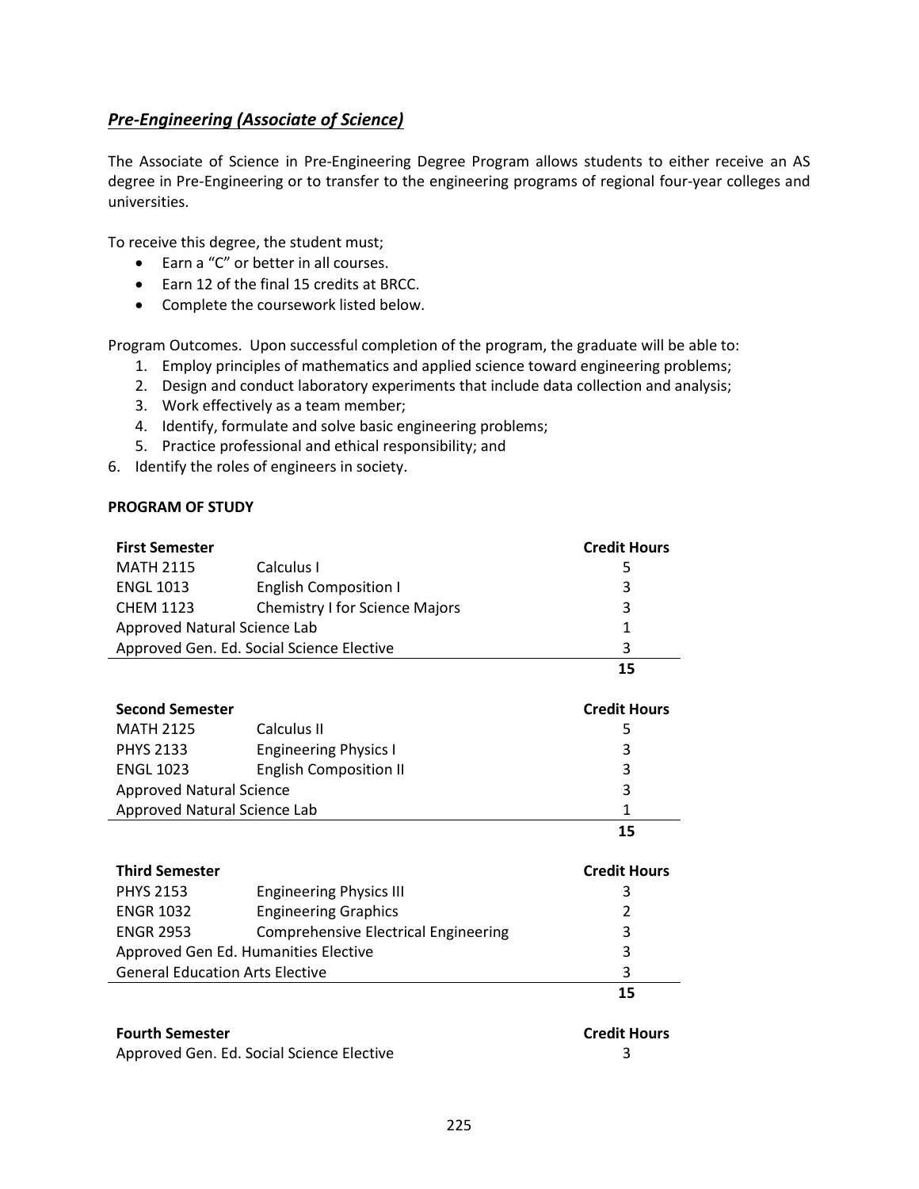## ***Pre-Engineering (Associate of Science)***

The Associate of Science in Pre-Engineering Degree Program allows students to either receive an AS degree in Pre-Engineering or to transfer to the engineering programs of regional four-year colleges and universities.

To receive this degree, the student must;

- Earn a "C" or better in all courses.
- Earn 12 of the final 15 credits at BRCC.
- Complete the coursework listed below.

Program Outcomes. Upon successful completion of the program, the graduate will be able to:

1. Employ principles of mathematics and applied science toward engineering problems;
2. Design and conduct laboratory experiments that include data collection and analysis;
3. Work effectively as a team member;
4. Identify, formulate and solve basic engineering problems;
5. Practice professional and ethical responsibility; and
6. Identify the roles of engineers in society.

**PROGRAM OF STUDY**

| **First Semester** | | **Credit Hours** |
|---|---|---|
| MATH 2115 | Calculus I | 5 |
| ENGL 1013 | English Composition I | 3 |
| CHEM 1123 | Chemistry I for Science Majors | 3 |
| Approved Natural Science Lab | | 1 |
| Approved Gen. Ed. Social Science Elective | | 3 |
| | | **15** |

| **Second Semester** | | **Credit Hours** |
|---|---|---|
| MATH 2125 | Calculus II | 5 |
| PHYS 2133 | Engineering Physics I | 3 |
| ENGL 1023 | English Composition II | 3 |
| Approved Natural Science | | 3 |
| Approved Natural Science Lab | | 1 |
| | | **15** |

| **Third Semester** | | **Credit Hours** |
|---|---|---|
| PHYS 2153 | Engineering Physics III | 3 |
| ENGR 1032 | Engineering Graphics | 2 |
| ENGR 2953 | Comprehensive Electrical Engineering | 3 |
| Approved Gen Ed. Humanities Elective | | 3 |
| General Education Arts Elective | | 3 |
| | | **15** |

| **Fourth Semester** | | **Credit Hours** |
|---|---|---|
| Approved Gen. Ed. Social Science Elective | | 3 |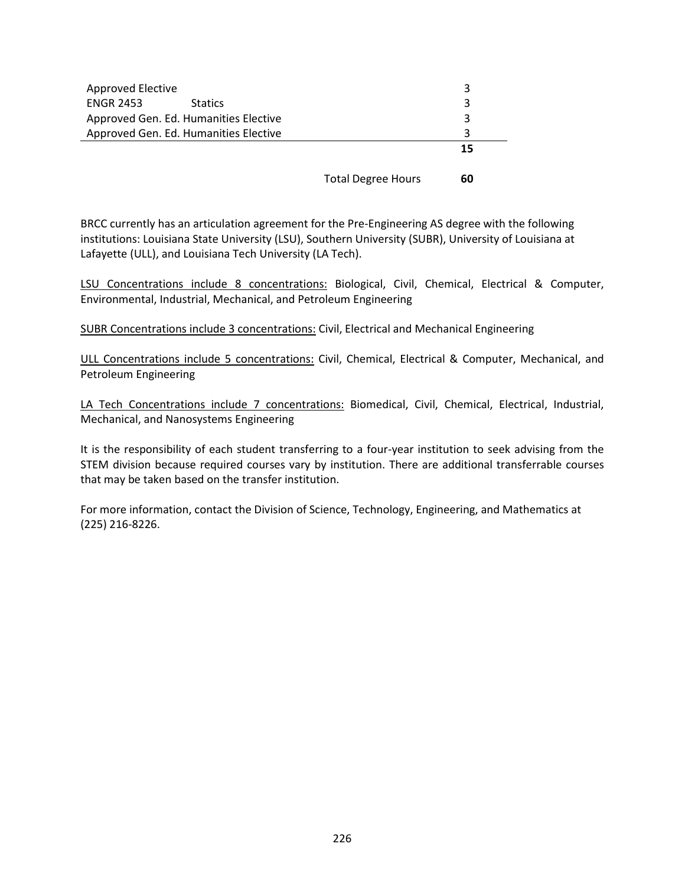| | | |
|---|---|---|
| Approved Elective | | 3 |
| ENGR 2453 | Statics | 3 |
| Approved Gen. Ed. Humanities Elective | | 3 |
| Approved Gen. Ed. Humanities Elective | | 3 |
| | | **15** |
| | Total Degree Hours | **60** |

BRCC currently has an articulation agreement for the Pre-Engineering AS degree with the following institutions: Louisiana State University (LSU), Southern University (SUBR), University of Louisiana at Lafayette (ULL), and Louisiana Tech University (LA Tech).

<u>LSU Concentrations include 8 concentrations:</u> Biological, Civil, Chemical, Electrical & Computer, Environmental, Industrial, Mechanical, and Petroleum Engineering

<u>SUBR Concentrations include 3 concentrations:</u> Civil, Electrical and Mechanical Engineering

<u>ULL Concentrations include 5 concentrations:</u> Civil, Chemical, Electrical & Computer, Mechanical, and Petroleum Engineering

<u>LA Tech Concentrations include 7 concentrations:</u> Biomedical, Civil, Chemical, Electrical, Industrial, Mechanical, and Nanosystems Engineering

It is the responsibility of each student transferring to a four-year institution to seek advising from the STEM division because required courses vary by institution. There are additional transferrable courses that may be taken based on the transfer institution.

For more information, contact the Division of Science, Technology, Engineering, and Mathematics at (225) 216-8226.